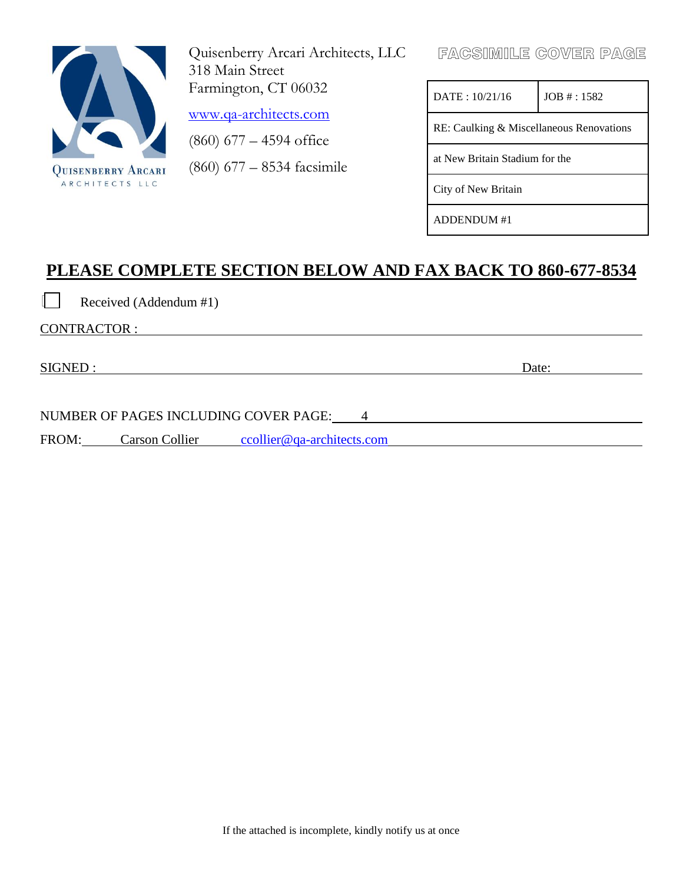QUISENBERRY ARCARI
ARCHITECTS LLC

Quisenberry Arcari Architects, LLC
318 Main Street
Farmington, CT 06032

www.qa-architects.com

(860) 677 – 4594 office

(860) 677 – 8534 facsimile

**FACSIMILE COVER PAGE**

| DATE : 10/21/16 | JOB # : 1582 |
|---|---|
| RE: Caulking & Miscellaneous Renovations | |
| at New Britain Stadium for the | |
| City of New Britain | |
| ADDENDUM #1 | |

## PLEASE COMPLETE SECTION BELOW AND FAX BACK TO 860-677-8534

☐ Received (Addendum #1)

CONTRACTOR : ____________________________________________

SIGNED : ______________________________________ Date: __________

NUMBER OF PAGES INCLUDING COVER PAGE: 4

FROM: Carson Collier ccollier@qa-architects.com

If the attached is incomplete, kindly notify us at once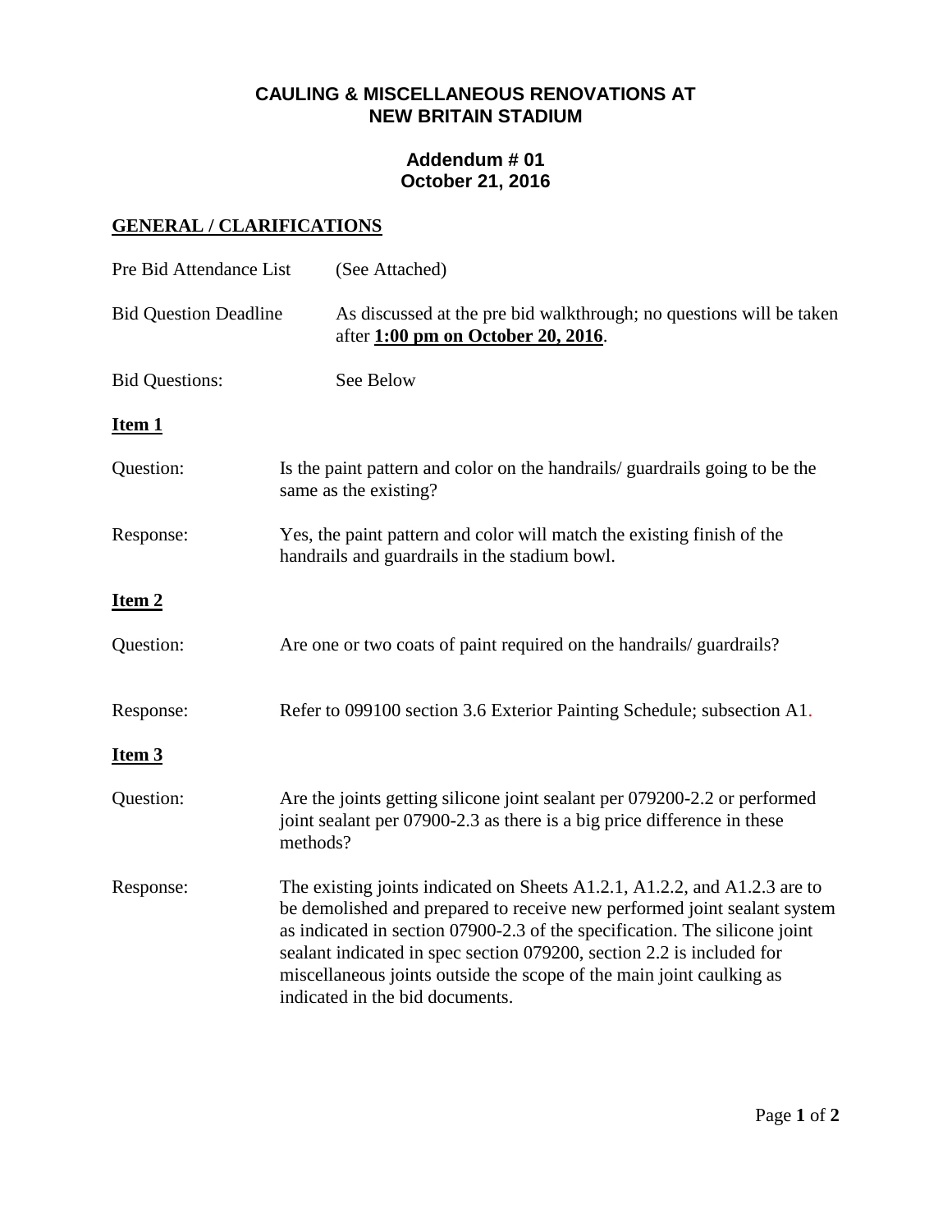## CAULING & MISCELLANEOUS RENOVATIONS AT NEW BRITAIN STADIUM

### Addendum # 01
### October 21, 2016

**GENERAL / CLARIFICATIONS**

Pre Bid Attendance List (See Attached)

Bid Question Deadline: As discussed at the pre bid walkthrough; no questions will be taken after **1:00 pm on October 20, 2016**.

Bid Questions: See Below

**Item 1**

Question: Is the paint pattern and color on the handrails/ guardrails going to be the same as the existing?

Response: Yes, the paint pattern and color will match the existing finish of the handrails and guardrails in the stadium bowl.

**Item 2**

Question: Are one or two coats of paint required on the handrails/ guardrails?

Response: Refer to 099100 section 3.6 Exterior Painting Schedule; subsection A1.

**Item 3**

Question: Are the joints getting silicone joint sealant per 079200-2.2 or performed joint sealant per 07900-2.3 as there is a big price difference in these methods?

Response: The existing joints indicated on Sheets A1.2.1, A1.2.2, and A1.2.3 are to be demolished and prepared to receive new performed joint sealant system as indicated in section 07900-2.3 of the specification. The silicone joint sealant indicated in spec section 079200, section 2.2 is included for miscellaneous joints outside the scope of the main joint caulking as indicated in the bid documents.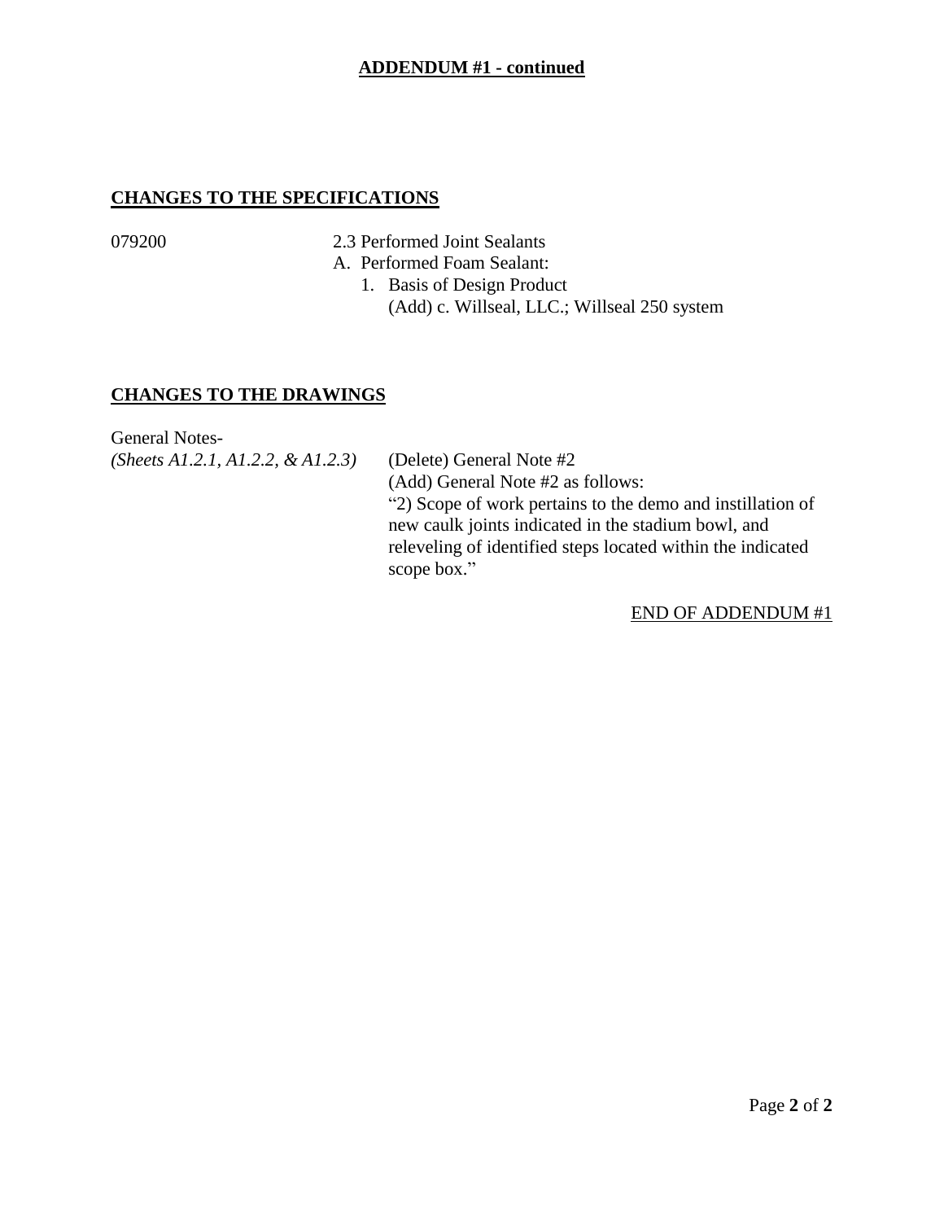## ADDENDUM #1 - continued

### CHANGES TO THE SPECIFICATIONS

079200 — 2.3 Performed Joint Sealants

A. Performed Foam Sealant:

1. Basis of Design Product
   (Add) c. Willseal, LLC.; Willseal 250 system

### CHANGES TO THE DRAWINGS

General Notes-
*(Sheets A1.2.1, A1.2.2, & A1.2.3)*

(Delete) General Note #2

(Add) General Note #2 as follows:

"2) Scope of work pertains to the demo and instillation of new caulk joints indicated in the stadium bowl, and releveling of identified steps located within the indicated scope box."

END OF ADDENDUM #1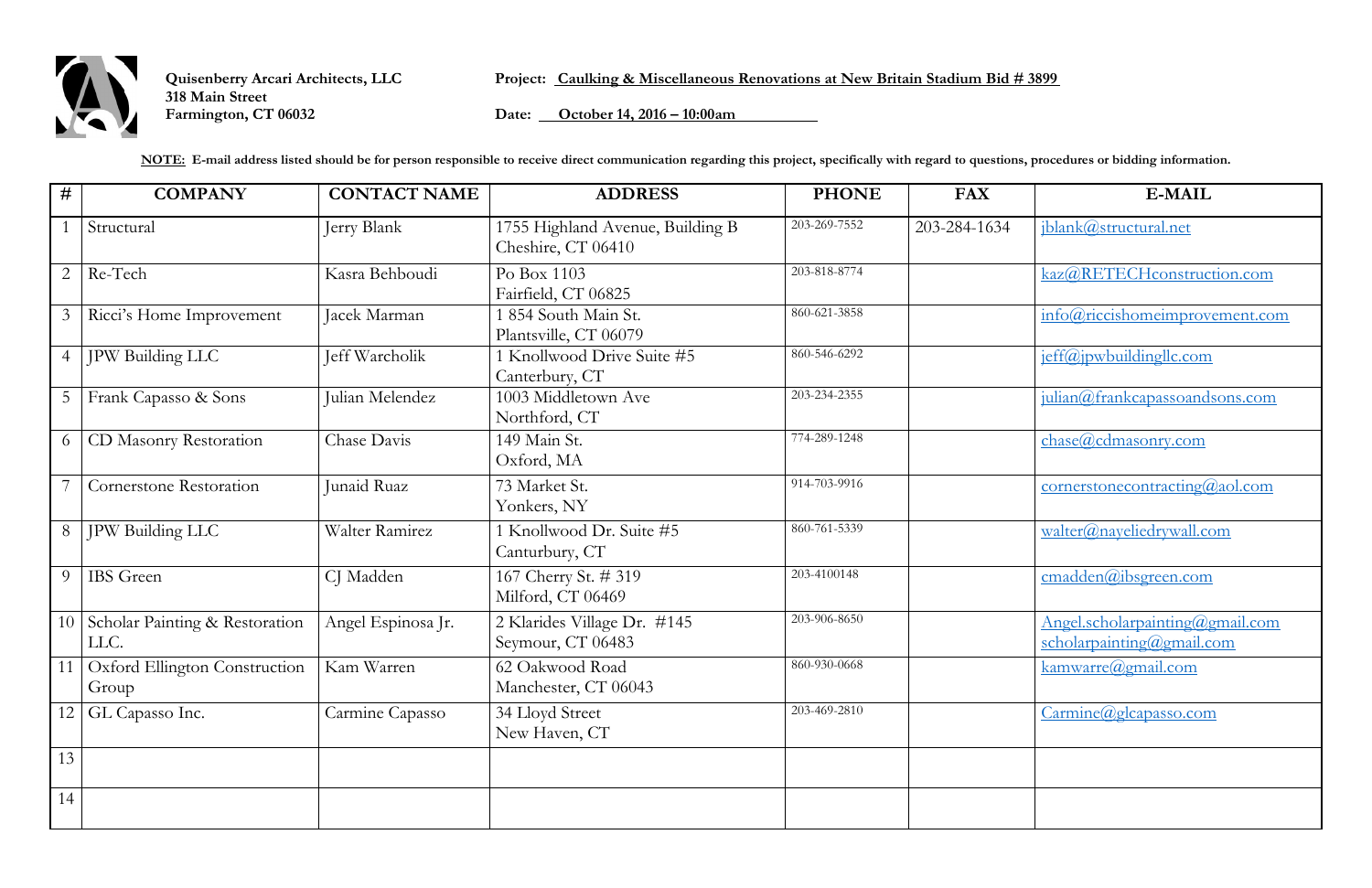**Quisenberry Arcari Architects, LLC**
**318 Main Street**
**Farmington, CT 06032**

**Project: Caulking & Miscellaneous Renovations at New Britain Stadium Bid # 3899**

**Date: October 14, 2016 – 10:00am**

**NOTE: E-mail address listed should be for person responsible to receive direct communication regarding this project, specifically with regard to questions, procedures or bidding information.**

| # | COMPANY | CONTACT NAME | ADDRESS | PHONE | FAX | E-MAIL |
|---|---|---|---|---|---|---|
| 1 | Structural | Jerry Blank | 1755 Highland Avenue, Building B Cheshire, CT 06410 | 203-269-7552 | 203-284-1634 | jblank@structural.net |
| 2 | Re-Tech | Kasra Behboudi | Po Box 1103 Fairfield, CT 06825 | 203-818-8774 | | kaz@RETECHconstruction.com |
| 3 | Ricci's Home Improvement | Jacek Marman | 1 854 South Main St. Plantsville, CT 06079 | 860-621-3858 | | info@riccishomeimprovement.com |
| 4 | JPW Building LLC | Jeff Warcholik | 1 Knollwood Drive Suite #5 Canterbury, CT | 860-546-6292 | | jeff@jpwbuildingllc.com |
| 5 | Frank Capasso & Sons | Julian Melendez | 1003 Middletown Ave Northford, CT | 203-234-2355 | | julian@frankcapassoandsons.com |
| 6 | CD Masonry Restoration | Chase Davis | 149 Main St. Oxford, MA | 774-289-1248 | | chase@cdmasonry.com |
| 7 | Cornerstone Restoration | Junaid Ruaz | 73 Market St. Yonkers, NY | 914-703-9916 | | cornerstonecontracting@aol.com |
| 8 | JPW Building LLC | Walter Ramirez | 1 Knollwood Dr. Suite #5 Canturbury, CT | 860-761-5339 | | walter@nayeliedrywall.com |
| 9 | IBS Green | CJ Madden | 167 Cherry St. # 319 Milford, CT 06469 | 203-4100148 | | cmadden@ibsgreen.com |
| 10 | Scholar Painting & Restoration LLC. | Angel Espinosa Jr. | 2 Klarides Village Dr. #145 Seymour, CT 06483 | 203-906-8650 | | Angel.scholarpainting@gmail.com scholarpainting@gmail.com |
| 11 | Oxford Ellington Construction Group | Kam Warren | 62 Oakwood Road Manchester, CT 06043 | 860-930-0668 | | kamwarre@gmail.com |
| 12 | GL Capasso Inc. | Carmine Capasso | 34 Lloyd Street New Haven, CT | 203-469-2810 | | Carmine@glcapasso.com |
| 13 | | | | | | |
| 14 | | | | | | |